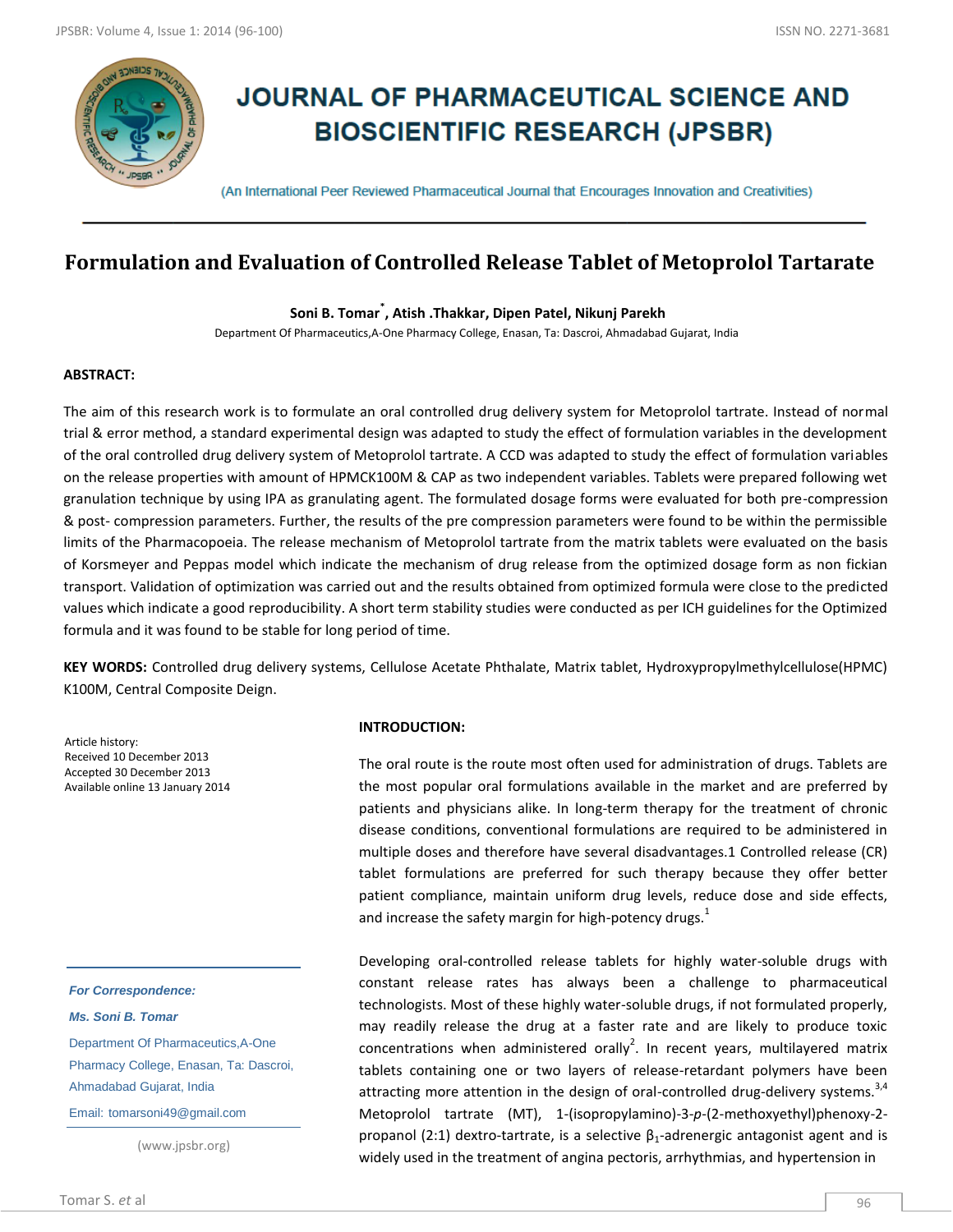# JOURNAL OF PHARMACEUTICAL SCIENCE AND BIOSCIENTIFIC RESEARCH (JPSBR)

(An International Peer Reviewed Pharmaceutical Journal that Encourages Innovation and Creativities)

## Formulation and Evaluation of Controlled Release Tablet of Metoprolol Tartarate

**Soni B. Tomar*, Atish .Thakkar, Dipen Patel, Nikunj Parekh**

Department Of Pharmaceutics,A-One Pharmacy College, Enasan, Ta: Dascroi, Ahmadabad Gujarat, India

**ABSTRACT:**

The aim of this research work is to formulate an oral controlled drug delivery system for Metoprolol tartrate. Instead of normal trial & error method, a standard experimental design was adapted to study the effect of formulation variables in the development of the oral controlled drug delivery system of Metoprolol tartrate. A CCD was adapted to study the effect of formulation variables on the release properties with amount of HPMCK100M & CAP as two independent variables. Tablets were prepared following wet granulation technique by using IPA as granulating agent. The formulated dosage forms were evaluated for both pre-compression & post- compression parameters. Further, the results of the pre compression parameters were found to be within the permissible limits of the Pharmacopoeia. The release mechanism of Metoprolol tartrate from the matrix tablets were evaluated on the basis of Korsmeyer and Peppas model which indicate the mechanism of drug release from the optimized dosage form as non fickian transport. Validation of optimization was carried out and the results obtained from optimized formula were close to the predicted values which indicate a good reproducibility. A short term stability studies were conducted as per ICH guidelines for the Optimized formula and it was found to be stable for long period of time.

**KEY WORDS:** Controlled drug delivery systems, Cellulose Acetate Phthalate, Matrix tablet, Hydroxypropylmethylcellulose(HPMC) K100M, Central Composite Deign.

Article history:
Received 10 December 2013
Accepted 30 December 2013
Available online 13 January 2014

*For Correspondence:*

*Ms. Soni B. Tomar*

Department Of Pharmaceutics,A-One Pharmacy College, Enasan, Ta: Dascroi, Ahmadabad Gujarat, India

Email: tomarsoni49@gmail.com

(www.jpsbr.org)

**INTRODUCTION:**

The oral route is the route most often used for administration of drugs. Tablets are the most popular oral formulations available in the market and are preferred by patients and physicians alike. In long-term therapy for the treatment of chronic disease conditions, conventional formulations are required to be administered in multiple doses and therefore have several disadvantages.1 Controlled release (CR) tablet formulations are preferred for such therapy because they offer better patient compliance, maintain uniform drug levels, reduce dose and side effects, and increase the safety margin for high-potency drugs.[1]

Developing oral-controlled release tablets for highly water-soluble drugs with constant release rates has always been a challenge to pharmaceutical technologists. Most of these highly water-soluble drugs, if not formulated properly, may readily release the drug at a faster rate and are likely to produce toxic concentrations when administered orally[2]. In recent years, multilayered matrix tablets containing one or two layers of release-retardant polymers have been attracting more attention in the design of oral-controlled drug-delivery systems.[3,4] Metoprolol tartrate (MT), 1-(isopropylamino)-3-*p*-(2-methoxyethyl)phenoxy-2-propanol (2:1) dextro-tartrate, is a selective $\beta_1$-adrenergic antagonist agent and is widely used in the treatment of angina pectoris, arrhythmias, and hypertension in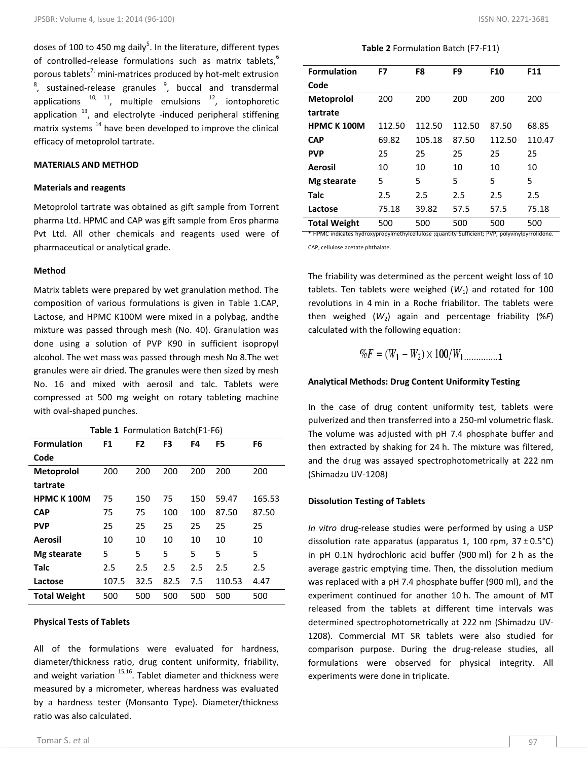doses of 100 to 450 mg daily[5]. In the literature, different types of controlled-release formulations such as matrix tablets,[6] porous tablets[7], mini-matrices produced by hot-melt extrusion [8], sustained-release granules [9], buccal and transdermal applications [10, 11], multiple emulsions [12], iontophoretic application [13], and electrolyte -induced peripheral stiffening matrix systems [14] have been developed to improve the clinical efficacy of metoprolol tartrate.

**MATERIALS AND METHOD**

**Materials and reagents**

Metoprolol tartrate was obtained as gift sample from Torrent pharma Ltd. HPMC and CAP was gift sample from Eros pharma Pvt Ltd. All other chemicals and reagents used were of pharmaceutical or analytical grade.

**Method**

Matrix tablets were prepared by wet granulation method. The composition of various formulations is given in Table 1.CAP, Lactose, and HPMC K100M were mixed in a polybag, andthe mixture was passed through mesh (No. 40). Granulation was done using a solution of PVP K90 in sufficient isopropyl alcohol. The wet mass was passed through mesh No 8.The wet granules were air dried. The granules were then sized by mesh No. 16 and mixed with aerosil and talc. Tablets were compressed at 500 mg weight on rotary tableting machine with oval-shaped punches.

**Table 1** Formulation Batch(F1-F6)

| Formulation Code | F1 | F2 | F3 | F4 | F5 | F6 |
|---|---|---|---|---|---|---|
| **Metoprolol tartrate** | 200 | 200 | 200 | 200 | 200 | 200 |
| **HPMC K 100M** | 75 | 150 | 75 | 150 | 59.47 | 165.53 |
| **CAP** | 75 | 75 | 100 | 100 | 87.50 | 87.50 |
| **PVP** | 25 | 25 | 25 | 25 | 25 | 25 |
| **Aerosil** | 10 | 10 | 10 | 10 | 10 | 10 |
| **Mg stearate** | 5 | 5 | 5 | 5 | 5 | 5 |
| **Talc** | 2.5 | 2.5 | 2.5 | 2.5 | 2.5 | 2.5 |
| **Lactose** | 107.5 | 32.5 | 82.5 | 7.5 | 110.53 | 4.47 |
| **Total Weight** | 500 | 500 | 500 | 500 | 500 | 500 |

**Physical Tests of Tablets**

All of the formulations were evaluated for hardness, diameter/thickness ratio, drug content uniformity, friability, and weight variation [15,16]. Tablet diameter and thickness were measured by a micrometer, whereas hardness was evaluated by a hardness tester (Monsanto Type). Diameter/thickness ratio was also calculated.

**Table 2** Formulation Batch (F7-F11)

| Formulation Code | F7 | F8 | F9 | F10 | F11 |
|---|---|---|---|---|---|
| **Metoprolol tartrate** | 200 | 200 | 200 | 200 | 200 |
| **HPMC K 100M** | 112.50 | 112.50 | 112.50 | 87.50 | 68.85 |
| **CAP** | 69.82 | 105.18 | 87.50 | 112.50 | 110.47 |
| **PVP** | 25 | 25 | 25 | 25 | 25 |
| **Aerosil** | 10 | 10 | 10 | 10 | 10 |
| **Mg stearate** | 5 | 5 | 5 | 5 | 5 |
| **Talc** | 2.5 | 2.5 | 2.5 | 2.5 | 2.5 |
| **Lactose** | 75.18 | 39.82 | 57.5 | 57.5 | 75.18 |
| **Total Weight** | 500 | 500 | 500 | 500 | 500 |

* HPMC indicates hydroxypropylmethylcellulose ;quantity Sufficient; PVP, polyvinylpyrrolidone. CAP, cellulose acetate phthalate.

The friability was determined as the percent weight loss of 10 tablets. Ten tablets were weighed ($W_1$) and rotated for 100 revolutions in 4 min in a Roche friabilitor. The tablets were then weighed ($W_2$) again and percentage friability (%$F$) calculated with the following equation:

$$\%F = (W_1 - W_2) \times 100 / W_1 \quad \ldots\ldots\ldots\ldots 1$$

**Analytical Methods: Drug Content Uniformity Testing**

In the case of drug content uniformity test, tablets were pulverized and then transferred into a 250-ml volumetric flask. The volume was adjusted with pH 7.4 phosphate buffer and then extracted by shaking for 24 h. The mixture was filtered, and the drug was assayed spectrophotometrically at 222 nm (Shimadzu UV-1208)

**Dissolution Testing of Tablets**

*In vitro* drug-release studies were performed by using a USP dissolution rate apparatus (apparatus 1, 100 rpm, 37 ± 0.5°C) in pH 0.1N hydrochloric acid buffer (900 ml) for 2 h as the average gastric emptying time. Then, the dissolution medium was replaced with a pH 7.4 phosphate buffer (900 ml), and the experiment continued for another 10 h. The amount of MT released from the tablets at different time intervals was determined spectrophotometrically at 222 nm (Shimadzu UV-1208). Commercial MT SR tablets were also studied for comparison purpose. During the drug-release studies, all formulations were observed for physical integrity. All experiments were done in triplicate.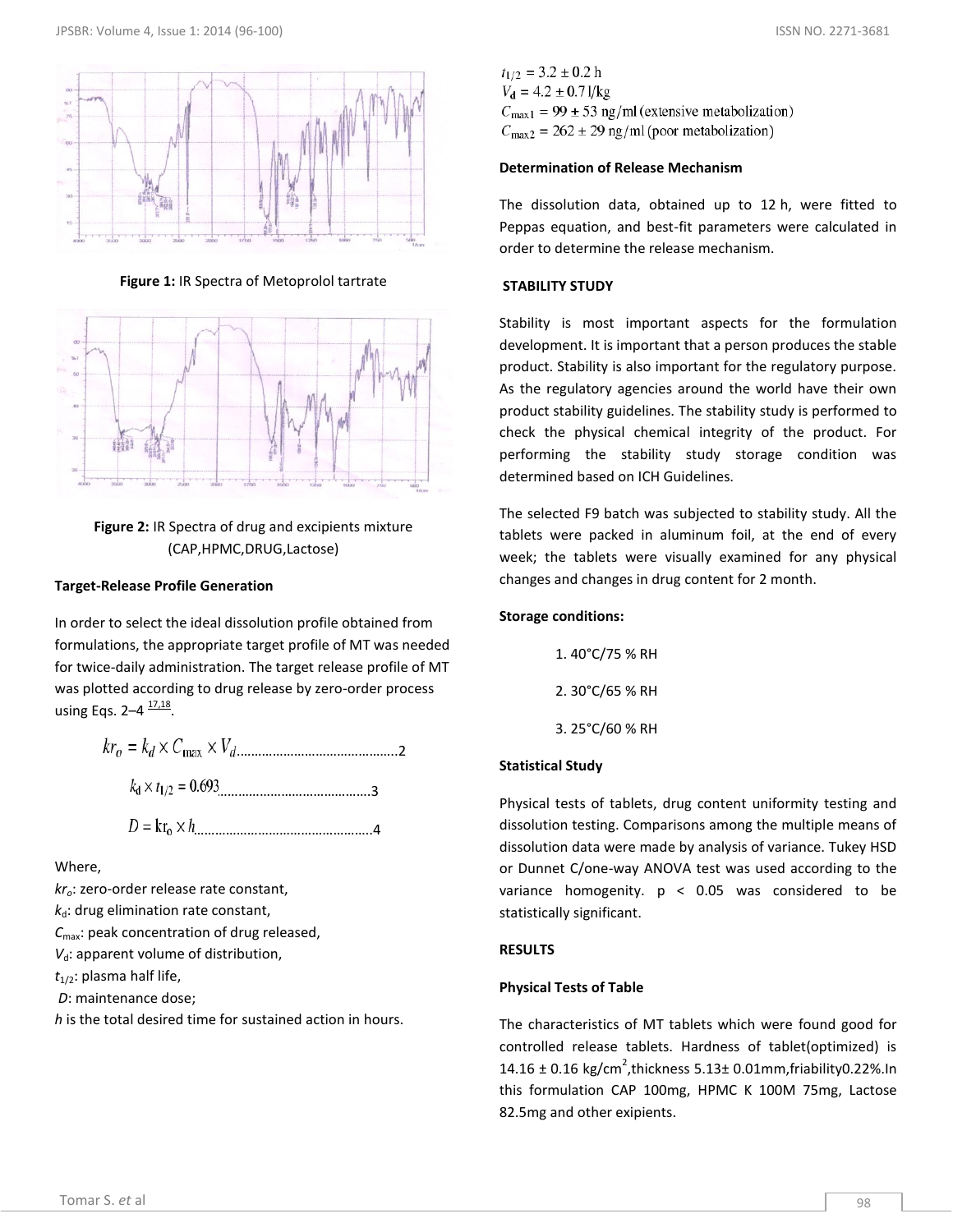Figure 1: IR Spectra of Metoprolol tartrate

Figure 2: IR Spectra of drug and excipients mixture (CAP,HPMC,DRUG,Lactose)

**Target-Release Profile Generation**

In order to select the ideal dissolution profile obtained from formulations, the appropriate target profile of MT was needed for twice-daily administration. The target release profile of MT was plotted according to drug release by zero-order process using Eqs. 2–4 [17,18].

$$kr_o = k_d \times C_{\max} \times V_d \qquad \text{.......2}$$

$$k_d \times t_{1/2} = 0.693 \qquad \text{.......3}$$

$$D = kr_0 \times h \qquad \text{.......4}$$

Where,

$kr_o$: zero-order release rate constant,
$k_d$: drug elimination rate constant,
$C_{\max}$: peak concentration of drug released,
$V_d$: apparent volume of distribution,
$t_{1/2}$: plasma half life,
$D$: maintenance dose;
$h$ is the total desired time for sustained action in hours.

$t_{1/2} = 3.2 \pm 0.2$ h
$V_d = 4.2 \pm 0.7$ l/kg
$C_{\max 1} = 99 \pm 53$ ng/ml (extensive metabolization)
$C_{\max 2} = 262 \pm 29$ ng/ml (poor metabolization)

**Determination of Release Mechanism**

The dissolution data, obtained up to 12 h, were fitted to Peppas equation, and best-fit parameters were calculated in order to determine the release mechanism.

**STABILITY STUDY**

Stability is most important aspects for the formulation development. It is important that a person produces the stable product. Stability is also important for the regulatory purpose. As the regulatory agencies around the world have their own product stability guidelines. The stability study is performed to check the physical chemical integrity of the product. For performing the stability study storage condition was determined based on ICH Guidelines.

The selected F9 batch was subjected to stability study. All the tablets were packed in aluminum foil, at the end of every week; the tablets were visually examined for any physical changes and changes in drug content for 2 month.

**Storage conditions:**

1. 40°C/75 % RH
2. 30°C/65 % RH
3. 25°C/60 % RH

**Statistical Study**

Physical tests of tablets, drug content uniformity testing and dissolution testing. Comparisons among the multiple means of dissolution data were made by analysis of variance. Tukey HSD or Dunnet C/one-way ANOVA test was used according to the variance homogenity. $p < 0.05$ was considered to be statistically significant.

**RESULTS**

**Physical Tests of Table**

The characteristics of MT tablets which were found good for controlled release tablets. Hardness of tablet(optimized) is 14.16 ± 0.16 kg/cm$^2$,thickness 5.13± 0.01mm,friability0.22%.In this formulation CAP 100mg, HPMC K 100M 75mg, Lactose 82.5mg and other exipients.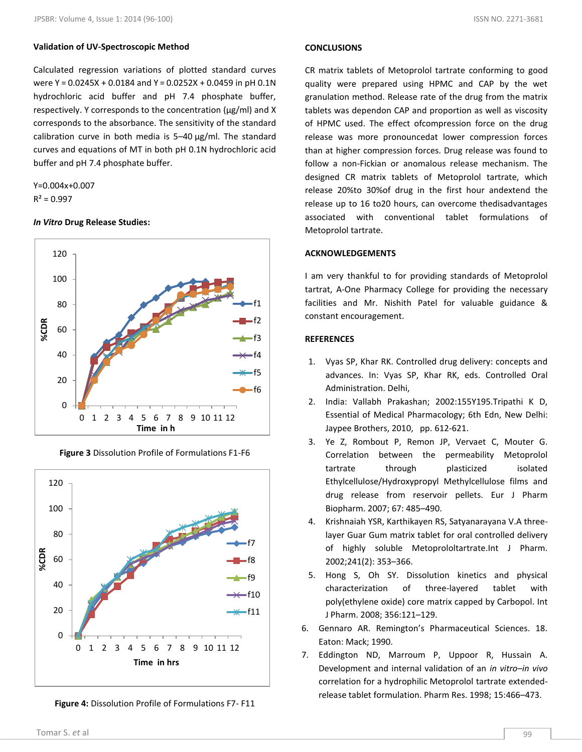**Validation of UV-Spectroscopic Method**

Calculated regression variations of plotted standard curves were $Y = 0.0245X + 0.0184$ and $Y = 0.0252X + 0.0459$ in pH 0.1N hydrochloric acid buffer and pH 7.4 phosphate buffer, respectively. Y corresponds to the concentration (µg/ml) and X corresponds to the absorbance. The sensitivity of the standard calibration curve in both media is 5–40 µg/ml. The standard curves and equations of MT in both pH 0.1N hydrochloric acid buffer and pH 7.4 phosphate buffer.

$Y=0.004x+0.007$

$R^2 = 0.997$

***In Vitro* Drug Release Studies:**

**Figure 3** Dissolution Profile of Formulations F1-F6

**Figure 4:** Dissolution Profile of Formulations F7- F11

## CONCLUSIONS

CR matrix tablets of Metoprolol tartrate conforming to good quality were prepared using HPMC and CAP by the wet granulation method. Release rate of the drug from the matrix tablets was dependon CAP and proportion as well as viscosity of HPMC used. The effect ofcompression force on the drug release was more pronouncedat lower compression forces than at higher compression forces. Drug release was found to follow a non-Fickian or anomalous release mechanism. The designed CR matrix tablets of Metoprolol tartrate, which release 20%to 30%of drug in the first hour andextend the release up to 16 to20 hours, can overcome thedisadvantages associated with conventional tablet formulations of Metoprolol tartrate.

## ACKNOWLEDGEMENTS

I am very thankful to for providing standards of Metoprolol tartrat, A-One Pharmacy College for providing the necessary facilities and Mr. Nishith Patel for valuable guidance & constant encouragement.

## REFERENCES

1. Vyas SP, Khar RK. Controlled drug delivery: concepts and advances. In: Vyas SP, Khar RK, eds. Controlled Oral Administration. Delhi,
2. India: Vallabh Prakashan; 2002:155Y195.Tripathi K D, Essential of Medical Pharmacology; 6th Edn, New Delhi: Jaypee Brothers, 2010, pp. 612-621.
3. Ye Z, Rombout P, Remon JP, Vervaet C, Mouter G. Correlation between the permeability Metoprolol tartrate through plasticized isolated Ethylcellulose/Hydroxypropyl Methylcellulose films and drug release from reservoir pellets. Eur J Pharm Biopharm. 2007; 67: 485–490.
4. Krishnaiah YSR, Karthikayen RS, Satyanarayana V.A three-layer Guar Gum matrix tablet for oral controlled delivery of highly soluble Metoprololtartrate.Int J Pharm. 2002;241(2): 353–366.
5. Hong S, Oh SY. Dissolution kinetics and physical characterization of three-layered tablet with poly(ethylene oxide) core matrix capped by Carbopol. Int J Pharm. 2008; 356:121–129.
6. Gennaro AR. Remington's Pharmaceutical Sciences. 18. Eaton: Mack; 1990.
7. Eddington ND, Marroum P, Uppoor R, Hussain A. Development and internal validation of an *in vitro–in vivo* correlation for a hydrophilic Metoprolol tartrate extended-release tablet formulation. Pharm Res. 1998; 15:466–473.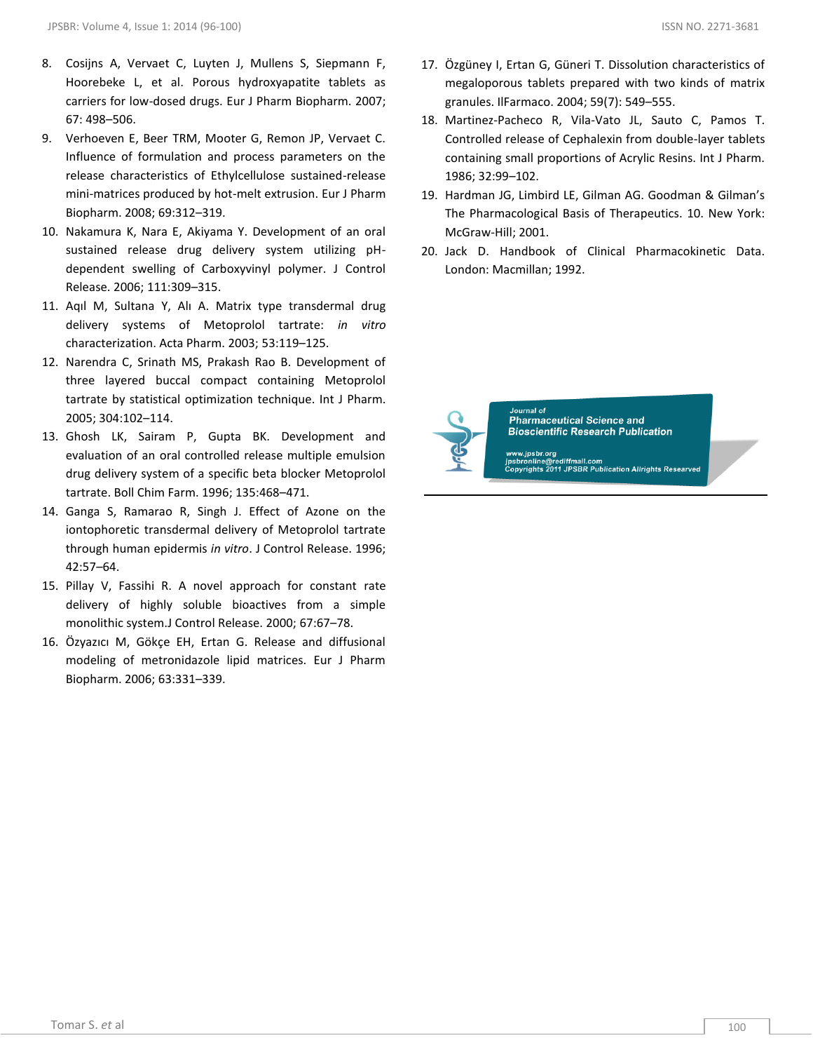8. Cosijns A, Vervaet C, Luyten J, Mullens S, Siepmann F, Hoorebeke L, et al. Porous hydroxyapatite tablets as carriers for low-dosed drugs. Eur J Pharm Biopharm. 2007; 67: 498–506.
9. Verhoeven E, Beer TRM, Mooter G, Remon JP, Vervaet C. Influence of formulation and process parameters on the release characteristics of Ethylcellulose sustained-release mini-matrices produced by hot-melt extrusion. Eur J Pharm Biopharm. 2008; 69:312–319.
10. Nakamura K, Nara E, Akiyama Y. Development of an oral sustained release drug delivery system utilizing pH-dependent swelling of Carboxyvinyl polymer. J Control Release. 2006; 111:309–315.
11. Aqıl M, Sultana Y, Alı A. Matrix type transdermal drug delivery systems of Metoprolol tartrate: *in vitro* characterization. Acta Pharm. 2003; 53:119–125.
12. Narendra C, Srinath MS, Prakash Rao B. Development of three layered buccal compact containing Metoprolol tartrate by statistical optimization technique. Int J Pharm. 2005; 304:102–114.
13. Ghosh LK, Sairam P, Gupta BK. Development and evaluation of an oral controlled release multiple emulsion drug delivery system of a specific beta blocker Metoprolol tartrate. Boll Chim Farm. 1996; 135:468–471.
14. Ganga S, Ramarao R, Singh J. Effect of Azone on the iontophoretic transdermal delivery of Metoprolol tartrate through human epidermis *in vitro*. J Control Release. 1996; 42:57–64.
15. Pillay V, Fassihi R. A novel approach for constant rate delivery of highly soluble bioactives from a simple monolithic system.J Control Release. 2000; 67:67–78.
16. Özyazıcı M, Gökçe EH, Ertan G. Release and diffusional modeling of metronidazole lipid matrices. Eur J Pharm Biopharm. 2006; 63:331–339.
17. Özgüney I, Ertan G, Güneri T. Dissolution characteristics of megaloporous tablets prepared with two kinds of matrix granules. IlFarmaco. 2004; 59(7): 549–555.
18. Martinez-Pacheco R, Vila-Vato JL, Sauto C, Pamos T. Controlled release of Cephalexin from double-layer tablets containing small proportions of Acrylic Resins. Int J Pharm. 1986; 32:99–102.
19. Hardman JG, Limbird LE, Gilman AG. Goodman & Gilman's The Pharmacological Basis of Therapeutics. 10. New York: McGraw-Hill; 2001.
20. Jack D. Handbook of Clinical Pharmacokinetic Data. London: Macmillan; 1992.

Journal of
Pharmaceutical Science and
Bioscientific Research Publication

www.jpsbr.org
jpsbronline@rediffmail.com
Copyrights 2011 JPSBR Publication Allrights Researved